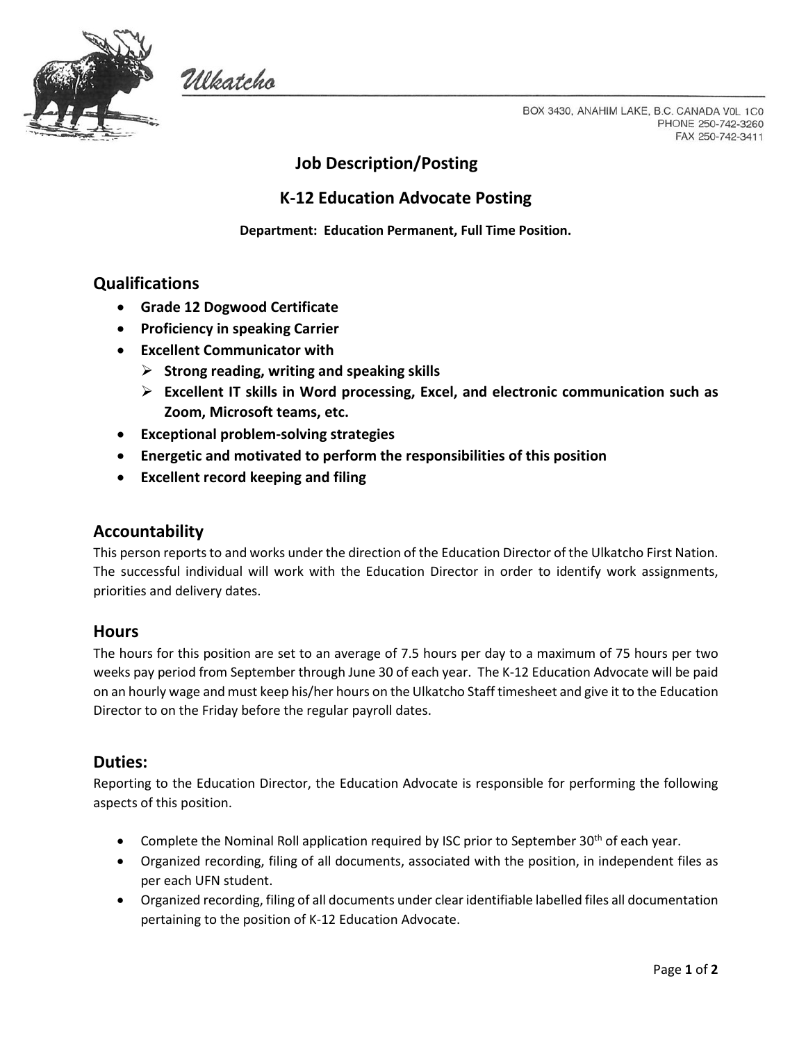Ulkatcho

BOX 3430, ANAHIM LAKE, B.C. CANADA V0L 1C0
PHONE 250-742-3260
FAX 250-742-3411

# Job Description/Posting

# K-12 Education Advocate Posting

**Department: Education Permanent, Full Time Position.**

## Qualifications

- **Grade 12 Dogwood Certificate**
- **Proficiency in speaking Carrier**
- **Excellent Communicator with**
  - **Strong reading, writing and speaking skills**
  - **Excellent IT skills in Word processing, Excel, and electronic communication such as Zoom, Microsoft teams, etc.**
- **Exceptional problem-solving strategies**
- **Energetic and motivated to perform the responsibilities of this position**
- **Excellent record keeping and filing**

## Accountability

This person reports to and works under the direction of the Education Director of the Ulkatcho First Nation. The successful individual will work with the Education Director in order to identify work assignments, priorities and delivery dates.

## Hours

The hours for this position are set to an average of 7.5 hours per day to a maximum of 75 hours per two weeks pay period from September through June 30 of each year. The K-12 Education Advocate will be paid on an hourly wage and must keep his/her hours on the Ulkatcho Staff timesheet and give it to the Education Director to on the Friday before the regular payroll dates.

## Duties:

Reporting to the Education Director, the Education Advocate is responsible for performing the following aspects of this position.

- Complete the Nominal Roll application required by ISC prior to September 30th of each year.
- Organized recording, filing of all documents, associated with the position, in independent files as per each UFN student.
- Organized recording, filing of all documents under clear identifiable labelled files all documentation pertaining to the position of K-12 Education Advocate.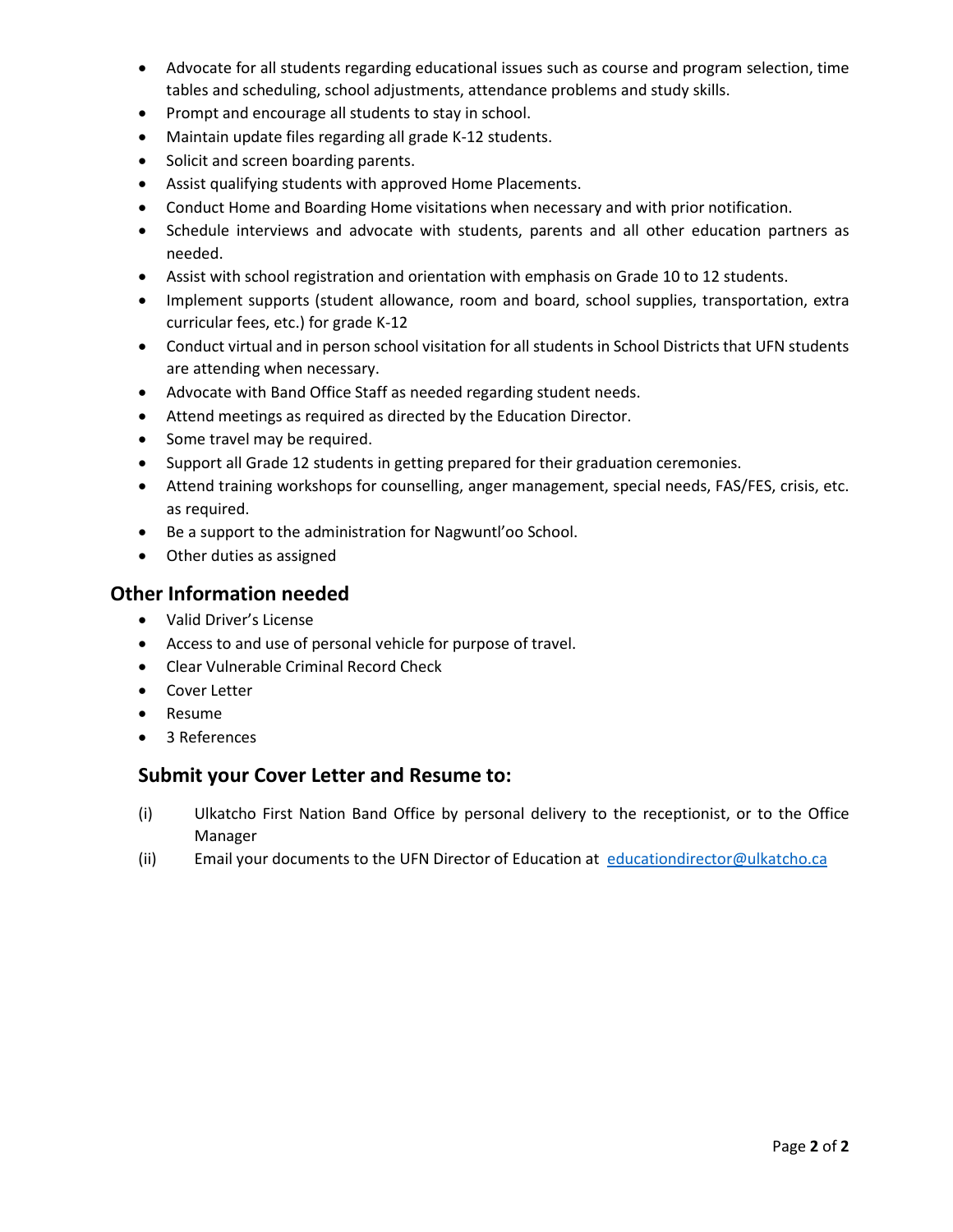- Advocate for all students regarding educational issues such as course and program selection, time tables and scheduling, school adjustments, attendance problems and study skills.
- Prompt and encourage all students to stay in school.
- Maintain update files regarding all grade K-12 students.
- Solicit and screen boarding parents.
- Assist qualifying students with approved Home Placements.
- Conduct Home and Boarding Home visitations when necessary and with prior notification.
- Schedule interviews and advocate with students, parents and all other education partners as needed.
- Assist with school registration and orientation with emphasis on Grade 10 to 12 students.
- Implement supports (student allowance, room and board, school supplies, transportation, extra curricular fees, etc.) for grade K-12
- Conduct virtual and in person school visitation for all students in School Districts that UFN students are attending when necessary.
- Advocate with Band Office Staff as needed regarding student needs.
- Attend meetings as required as directed by the Education Director.
- Some travel may be required.
- Support all Grade 12 students in getting prepared for their graduation ceremonies.
- Attend training workshops for counselling, anger management, special needs, FAS/FES, crisis, etc. as required.
- Be a support to the administration for Nagwuntl'oo School.
- Other duties as assigned

## Other Information needed

- Valid Driver's License
- Access to and use of personal vehicle for purpose of travel.
- Clear Vulnerable Criminal Record Check
- Cover Letter
- Resume
- 3 References

## Submit your Cover Letter and Resume to:

(i) Ulkatcho First Nation Band Office by personal delivery to the receptionist, or to the Office Manager

(ii) Email your documents to the UFN Director of Education at educationdirector@ulkatcho.ca